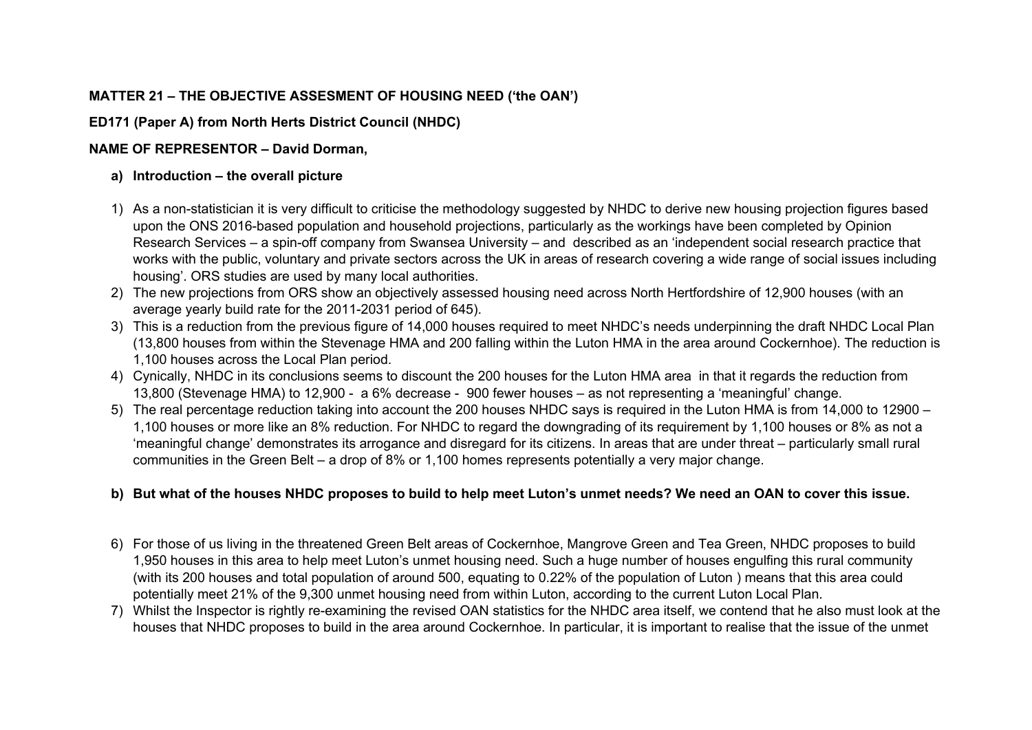**MATTER 21 – THE OBJECTIVE ASSESMENT OF HOUSING NEED ('the OAN')**

**ED171 (Paper A) from North Herts District Council (NHDC)**

**NAME OF REPRESENTOR – David Dorman,**

**a) Introduction – the overall picture**

1) As a non-statistician it is very difficult to criticise the methodology suggested by NHDC to derive new housing projection figures based upon the ONS 2016-based population and household projections, particularly as the workings have been completed by Opinion Research Services – a spin-off company from Swansea University – and described as an 'independent social research practice that works with the public, voluntary and private sectors across the UK in areas of research covering a wide range of social issues including housing'. ORS studies are used by many local authorities.
2) The new projections from ORS show an objectively assessed housing need across North Hertfordshire of 12,900 houses (with an average yearly build rate for the 2011-2031 period of 645).
3) This is a reduction from the previous figure of 14,000 houses required to meet NHDC's needs underpinning the draft NHDC Local Plan (13,800 houses from within the Stevenage HMA and 200 falling within the Luton HMA in the area around Cockernhoe). The reduction is 1,100 houses across the Local Plan period.
4) Cynically, NHDC in its conclusions seems to discount the 200 houses for the Luton HMA area in that it regards the reduction from 13,800 (Stevenage HMA) to 12,900 - a 6% decrease - 900 fewer houses – as not representing a 'meaningful' change.
5) The real percentage reduction taking into account the 200 houses NHDC says is required in the Luton HMA is from 14,000 to 12900 – 1,100 houses or more like an 8% reduction. For NHDC to regard the downgrading of its requirement by 1,100 houses or 8% as not a 'meaningful change' demonstrates its arrogance and disregard for its citizens. In areas that are under threat – particularly small rural communities in the Green Belt – a drop of 8% or 1,100 homes represents potentially a very major change.

**b) But what of the houses NHDC proposes to build to help meet Luton's unmet needs? We need an OAN to cover this issue.**

6) For those of us living in the threatened Green Belt areas of Cockernhoe, Mangrove Green and Tea Green, NHDC proposes to build 1,950 houses in this area to help meet Luton's unmet housing need. Such a huge number of houses engulfing this rural community (with its 200 houses and total population of around 500, equating to 0.22% of the population of Luton ) means that this area could potentially meet 21% of the 9,300 unmet housing need from within Luton, according to the current Luton Local Plan.
7) Whilst the Inspector is rightly re-examining the revised OAN statistics for the NHDC area itself, we contend that he also must look at the houses that NHDC proposes to build in the area around Cockernhoe. In particular, it is important to realise that the issue of the unmet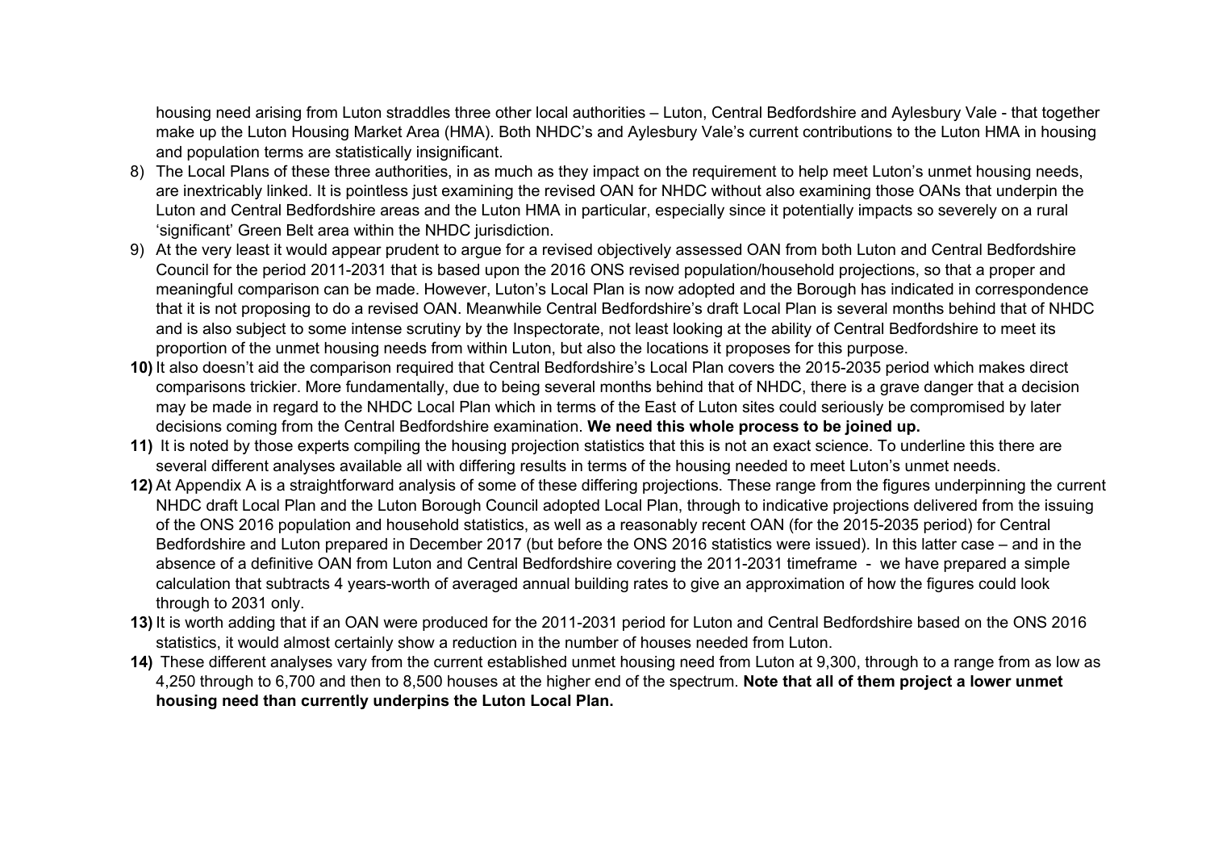housing need arising from Luton straddles three other local authorities – Luton, Central Bedfordshire and Aylesbury Vale - that together make up the Luton Housing Market Area (HMA). Both NHDC's and Aylesbury Vale's current contributions to the Luton HMA in housing and population terms are statistically insignificant.

8) The Local Plans of these three authorities, in as much as they impact on the requirement to help meet Luton's unmet housing needs, are inextricably linked. It is pointless just examining the revised OAN for NHDC without also examining those OANs that underpin the Luton and Central Bedfordshire areas and the Luton HMA in particular, especially since it potentially impacts so severely on a rural 'significant' Green Belt area within the NHDC jurisdiction.
9) At the very least it would appear prudent to argue for a revised objectively assessed OAN from both Luton and Central Bedfordshire Council for the period 2011-2031 that is based upon the 2016 ONS revised population/household projections, so that a proper and meaningful comparison can be made. However, Luton's Local Plan is now adopted and the Borough has indicated in correspondence that it is not proposing to do a revised OAN. Meanwhile Central Bedfordshire's draft Local Plan is several months behind that of NHDC and is also subject to some intense scrutiny by the Inspectorate, not least looking at the ability of Central Bedfordshire to meet its proportion of the unmet housing needs from within Luton, but also the locations it proposes for this purpose.
10) It also doesn't aid the comparison required that Central Bedfordshire's Local Plan covers the 2015-2035 period which makes direct comparisons trickier. More fundamentally, due to being several months behind that of NHDC, there is a grave danger that a decision may be made in regard to the NHDC Local Plan which in terms of the East of Luton sites could seriously be compromised by later decisions coming from the Central Bedfordshire examination. **We need this whole process to be joined up.**
11) It is noted by those experts compiling the housing projection statistics that this is not an exact science. To underline this there are several different analyses available all with differing results in terms of the housing needed to meet Luton's unmet needs.
12) At Appendix A is a straightforward analysis of some of these differing projections. These range from the figures underpinning the current NHDC draft Local Plan and the Luton Borough Council adopted Local Plan, through to indicative projections delivered from the issuing of the ONS 2016 population and household statistics, as well as a reasonably recent OAN (for the 2015-2035 period) for Central Bedfordshire and Luton prepared in December 2017 (but before the ONS 2016 statistics were issued). In this latter case – and in the absence of a definitive OAN from Luton and Central Bedfordshire covering the 2011-2031 timeframe - we have prepared a simple calculation that subtracts 4 years-worth of averaged annual building rates to give an approximation of how the figures could look through to 2031 only.
13) It is worth adding that if an OAN were produced for the 2011-2031 period for Luton and Central Bedfordshire based on the ONS 2016 statistics, it would almost certainly show a reduction in the number of houses needed from Luton.
14) These different analyses vary from the current established unmet housing need from Luton at 9,300, through to a range from as low as 4,250 through to 6,700 and then to 8,500 houses at the higher end of the spectrum. **Note that all of them project a lower unmet housing need than currently underpins the Luton Local Plan.**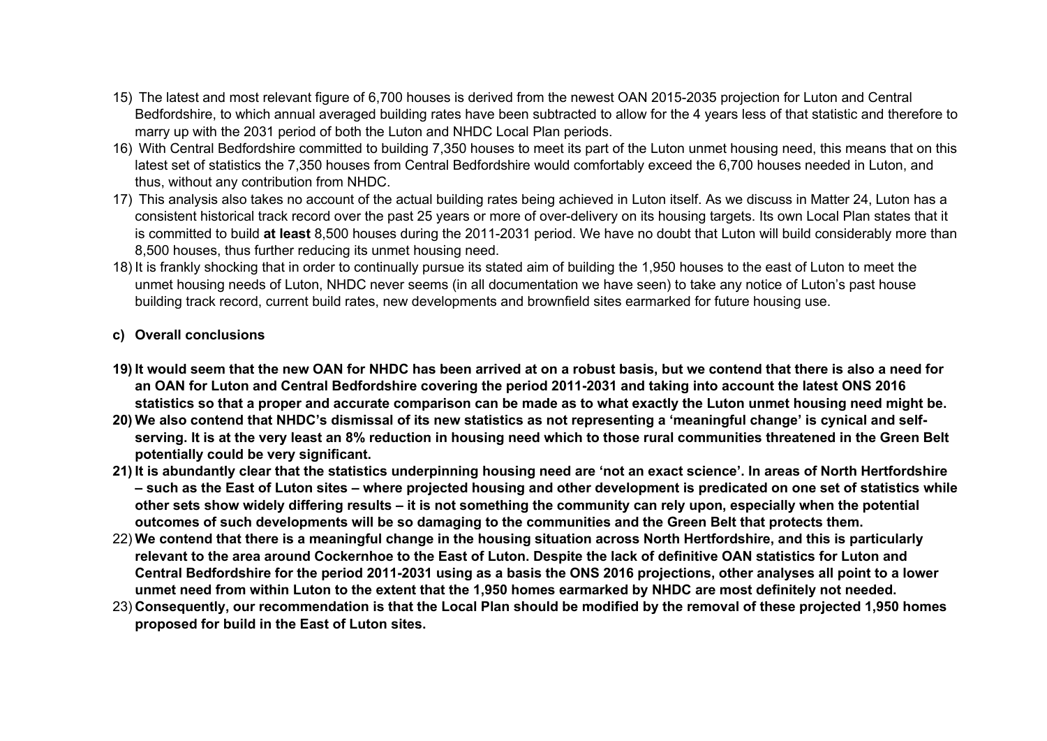15) The latest and most relevant figure of 6,700 houses is derived from the newest OAN 2015-2035 projection for Luton and Central Bedfordshire, to which annual averaged building rates have been subtracted to allow for the 4 years less of that statistic and therefore to marry up with the 2031 period of both the Luton and NHDC Local Plan periods.

16) With Central Bedfordshire committed to building 7,350 houses to meet its part of the Luton unmet housing need, this means that on this latest set of statistics the 7,350 houses from Central Bedfordshire would comfortably exceed the 6,700 houses needed in Luton, and thus, without any contribution from NHDC.

17) This analysis also takes no account of the actual building rates being achieved in Luton itself. As we discuss in Matter 24, Luton has a consistent historical track record over the past 25 years or more of over-delivery on its housing targets. Its own Local Plan states that it is committed to build **at least** 8,500 houses during the 2011-2031 period. We have no doubt that Luton will build considerably more than 8,500 houses, thus further reducing its unmet housing need.

18) It is frankly shocking that in order to continually pursue its stated aim of building the 1,950 houses to the east of Luton to meet the unmet housing needs of Luton, NHDC never seems (in all documentation we have seen) to take any notice of Luton's past house building track record, current build rates, new developments and brownfield sites earmarked for future housing use.

**c) Overall conclusions**

**19) It would seem that the new OAN for NHDC has been arrived at on a robust basis, but we contend that there is also a need for an OAN for Luton and Central Bedfordshire covering the period 2011-2031 and taking into account the latest ONS 2016 statistics so that a proper and accurate comparison can be made as to what exactly the Luton unmet housing need might be.**

**20) We also contend that NHDC's dismissal of its new statistics as not representing a 'meaningful change' is cynical and self-serving. It is at the very least an 8% reduction in housing need which to those rural communities threatened in the Green Belt potentially could be very significant.**

**21) It is abundantly clear that the statistics underpinning housing need are 'not an exact science'. In areas of North Hertfordshire – such as the East of Luton sites – where projected housing and other development is predicated on one set of statistics while other sets show widely differing results – it is not something the community can rely upon, especially when the potential outcomes of such developments will be so damaging to the communities and the Green Belt that protects them.**

22) **We contend that there is a meaningful change in the housing situation across North Hertfordshire, and this is particularly relevant to the area around Cockernhoe to the East of Luton. Despite the lack of definitive OAN statistics for Luton and Central Bedfordshire for the period 2011-2031 using as a basis the ONS 2016 projections, other analyses all point to a lower unmet need from within Luton to the extent that the 1,950 homes earmarked by NHDC are most definitely not needed.**

23) **Consequently, our recommendation is that the Local Plan should be modified by the removal of these projected 1,950 homes proposed for build in the East of Luton sites.**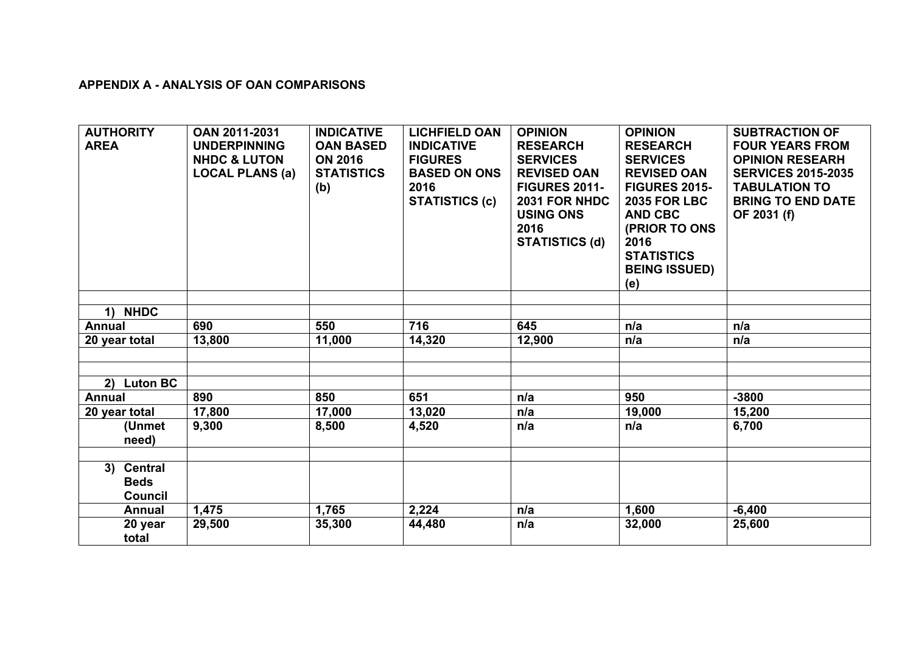**APPENDIX A - ANALYSIS OF OAN COMPARISONS**

| AUTHORITY AREA | OAN 2011-2031 UNDERPINNING NHDC & LUTON LOCAL PLANS (a) | INDICATIVE OAN BASED ON 2016 STATISTICS (b) | LICHFIELD OAN INDICATIVE FIGURES BASED ON ONS 2016 STATISTICS (c) | OPINION RESEARCH SERVICES REVISED OAN FIGURES 2011-2031 FOR NHDC USING ONS 2016 STATISTICS (d) | OPINION RESEARCH SERVICES REVISED OAN FIGURES 2015-2035 FOR LBC AND CBC (PRIOR TO ONS 2016 STATISTICS BEING ISSUED) (e) | SUBTRACTION OF FOUR YEARS FROM OPINION RESEARH SERVICES 2015-2035 TABULATION TO BRING TO END DATE OF 2031 (f) |
|---|---|---|---|---|---|---|
| | | | | | | |
| **1) NHDC** | | | | | | |
| **Annual** | **690** | **550** | **716** | **645** | **n/a** | **n/a** |
| **20 year total** | **13,800** | **11,000** | **14,320** | **12,900** | **n/a** | **n/a** |
| | | | | | | |
| | | | | | | |
| **2) Luton BC** | | | | | | |
| **Annual** | **890** | **850** | **651** | **n/a** | **950** | **-3800** |
| **20 year total** | **17,800** | **17,000** | **13,020** | **n/a** | **19,000** | **15,200** |
| **(Unmet need)** | **9,300** | **8,500** | **4,520** | **n/a** | **n/a** | **6,700** |
| | | | | | | |
| **3) Central Beds Council** | | | | | | |
| **Annual** | **1,475** | **1,765** | **2,224** | **n/a** | **1,600** | **-6,400** |
| **20 year total** | **29,500** | **35,300** | **44,480** | **n/a** | **32,000** | **25,600** |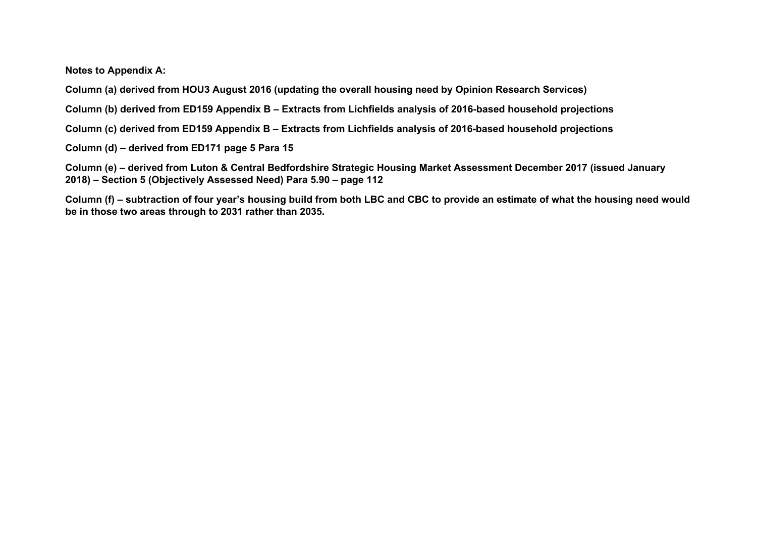**Notes to Appendix A:**

**Column (a) derived from HOU3 August 2016 (updating the overall housing need by Opinion Research Services)**

**Column (b) derived from ED159 Appendix B – Extracts from Lichfields analysis of 2016-based household projections**

**Column (c) derived from ED159 Appendix B – Extracts from Lichfields analysis of 2016-based household projections**

**Column (d) – derived from ED171 page 5 Para 15**

**Column (e) – derived from Luton & Central Bedfordshire Strategic Housing Market Assessment December 2017 (issued January 2018) – Section 5 (Objectively Assessed Need) Para 5.90 – page 112**

**Column (f) – subtraction of four year's housing build from both LBC and CBC to provide an estimate of what the housing need would be in those two areas through to 2031 rather than 2035.**